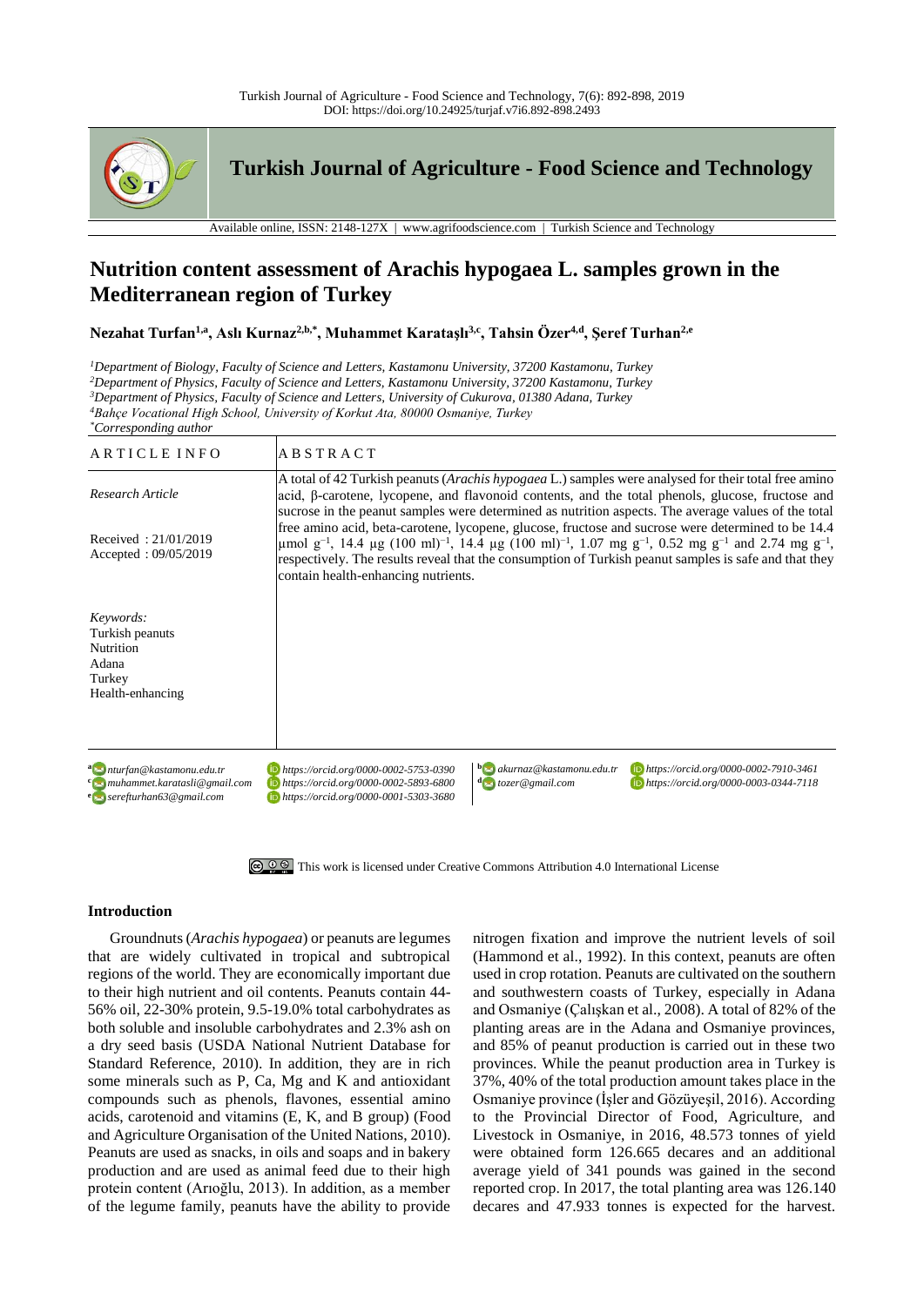# Nutrition content assessment of Arachis hypogaea L. samples grown in the Mediterranean region of Turkey

**Nezahat Turfan[1,a], Aslı Kurnaz[2,b,*], Muhammet Karataşlı[3,c], Tahsin Özer[4,d], Şeref Turhan[2,e]**

*[1]Department of Biology, Faculty of Science and Letters, Kastamonu University, 37200 Kastamonu, Turkey*
*[2]Department of Physics, Faculty of Science and Letters, Kastamonu University, 37200 Kastamonu, Turkey*
*[3]Department of Physics, Faculty of Science and Letters, University of Cukurova, 01380 Adana, Turkey*
*[4]Bahçe Vocational High School, University of Korkut Ata, 80000 Osmaniye, Turkey*
*[*]Corresponding author*

| ARTICLE INFO | ABSTRACT |
|---|---|
| *Research Article*<br><br>Received : 21/01/2019<br>Accepted : 09/05/2019 | A total of 42 Turkish peanuts (*Arachis hypogaea* L.) samples were analysed for their total free amino acid, β-carotene, lycopene, and flavonoid contents, and the total phenols, glucose, fructose and sucrose in the peanut samples were determined as nutrition aspects. The average values of the total free amino acid, beta-carotene, lycopene, glucose, fructose and sucrose were determined to be 14.4 μmol $g^{-1}$, 14.4 μg $(100\ ml)^{-1}$, 14.4 μg $(100\ ml)^{-1}$, 1.07 mg $g^{-1}$, 0.52 mg $g^{-1}$ and 2.74 mg $g^{-1}$, respectively. The results reveal that the consumption of Turkish peanut samples is safe and that they contain health-enhancing nutrients. |
| *Keywords:*<br>Turkish peanuts<br>Nutrition<br>Adana<br>Turkey<br>Health-enhancing | |

[a] nturfan@kastamonu.edu.tr https://orcid.org/0000-0002-5753-0390
[b] akurnaz@kastamonu.edu.tr https://orcid.org/0000-0002-7910-3461
[c] muhammet.karatasli@gmail.com https://orcid.org/0000-0002-5893-6800
[d] tozer@gmail.com https://orcid.org/0000-0003-0344-7118
[e] serefturhan63@gmail.com https://orcid.org/0000-0001-5303-3680

This work is licensed under Creative Commons Attribution 4.0 International License

## Introduction

Groundnuts (*Arachis hypogaea*) or peanuts are legumes that are widely cultivated in tropical and subtropical regions of the world. They are economically important due to their high nutrient and oil contents. Peanuts contain 44-56% oil, 22-30% protein, 9.5-19.0% total carbohydrates as both soluble and insoluble carbohydrates and 2.3% ash on a dry seed basis (USDA National Nutrient Database for Standard Reference, 2010). In addition, they are in rich some minerals such as P, Ca, Mg and K and antioxidant compounds such as phenols, flavones, essential amino acids, carotenoid and vitamins (E, K, and B group) (Food and Agriculture Organisation of the United Nations, 2010). Peanuts are used as snacks, in oils and soaps and in bakery production and are used as animal feed due to their high protein content (Arıoğlu, 2013). In addition, as a member of the legume family, peanuts have the ability to provide nitrogen fixation and improve the nutrient levels of soil (Hammond et al., 1992). In this context, peanuts are often used in crop rotation. Peanuts are cultivated on the southern and southwestern coasts of Turkey, especially in Adana and Osmaniye (Çalışkan et al., 2008). A total of 82% of the planting areas are in the Adana and Osmaniye provinces, and 85% of peanut production is carried out in these two provinces. While the peanut production area in Turkey is 37%, 40% of the total production amount takes place in the Osmaniye province (İşler and Gözüyeşil, 2016). According to the Provincial Director of Food, Agriculture, and Livestock in Osmaniye, in 2016, 48.573 tonnes of yield were obtained form 126.665 decares and an additional average yield of 341 pounds was gained in the second reported crop. In 2017, the total planting area was 126.140 decares and 47.933 tonnes is expected for the harvest.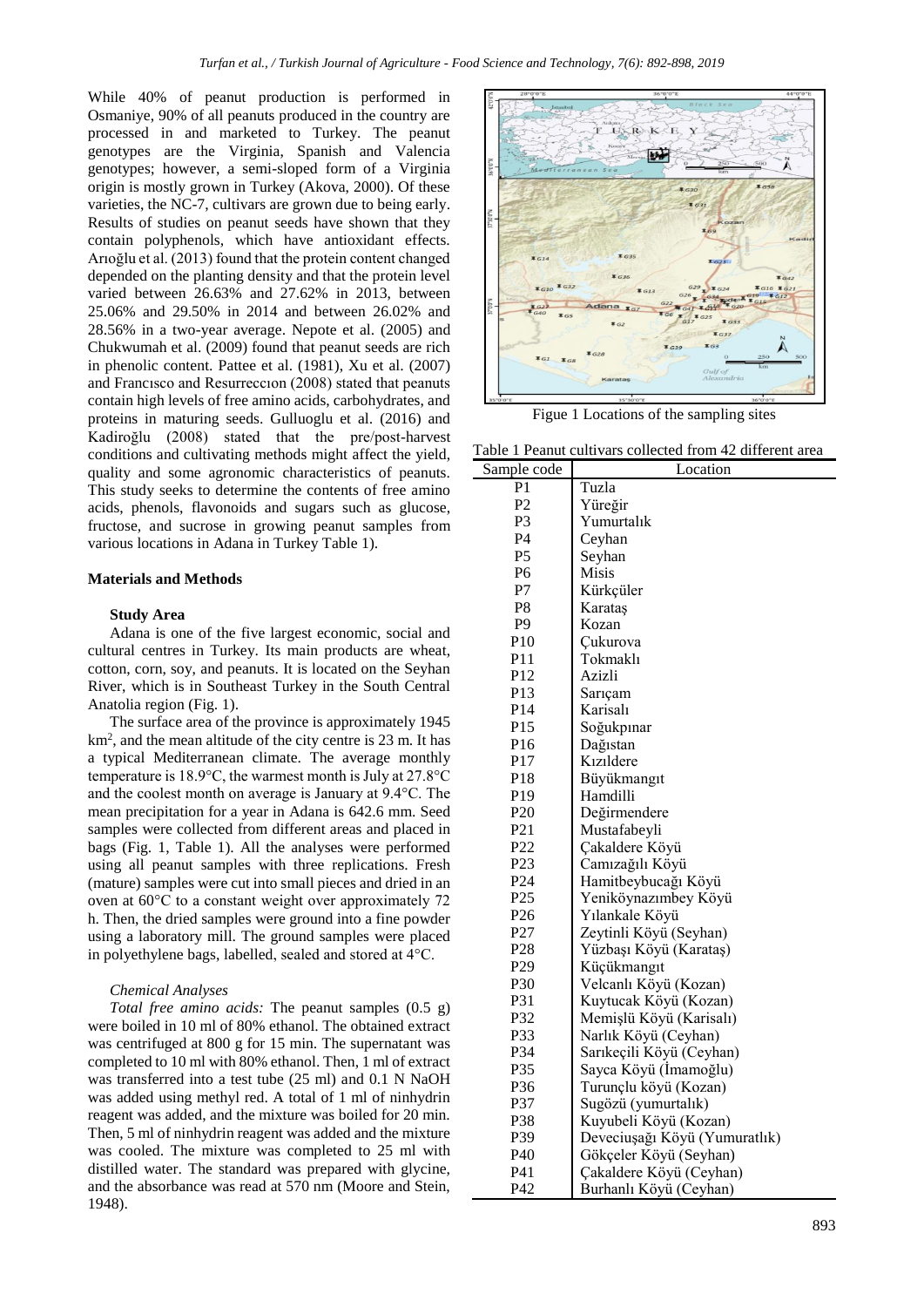While 40% of peanut production is performed in Osmaniye, 90% of all peanuts produced in the country are processed in and marketed to Turkey. The peanut genotypes are the Virginia, Spanish and Valencia genotypes; however, a semi-sloped form of a Virginia origin is mostly grown in Turkey (Akova, 2000). Of these varieties, the NC-7, cultivars are grown due to being early. Results of studies on peanut seeds have shown that they contain polyphenols, which have antioxidant effects. Arıoğlu et al. (2013) found that the protein content changed depended on the planting density and that the protein level varied between 26.63% and 27.62% in 2013, between 25.06% and 29.50% in 2014 and between 26.02% and 28.56% in a two-year average. Nepote et al. (2005) and Chukwumah et al. (2009) found that peanut seeds are rich in phenolic content. Pattee et al. (1981), Xu et al. (2007) and Francısco and Resurreccıon (2008) stated that peanuts contain high levels of free amino acids, carbohydrates, and proteins in maturing seeds. Gulluoglu et al. (2016) and Kadiroğlu (2008) stated that the pre/post-harvest conditions and cultivating methods might affect the yield, quality and some agronomic characteristics of peanuts. This study seeks to determine the contents of free amino acids, phenols, flavonoids and sugars such as glucose, fructose, and sucrose in growing peanut samples from various locations in Adana in Turkey Table 1).

## Materials and Methods

### Study Area

Adana is one of the five largest economic, social and cultural centres in Turkey. Its main products are wheat, cotton, corn, soy, and peanuts. It is located on the Seyhan River, which is in Southeast Turkey in the South Central Anatolia region (Fig. 1).

The surface area of the province is approximately 1945 km$^2$, and the mean altitude of the city centre is 23 m. It has a typical Mediterranean climate. The average monthly temperature is 18.9°C, the warmest month is July at 27.8°C and the coolest month on average is January at 9.4°C. The mean precipitation for a year in Adana is 642.6 mm. Seed samples were collected from different areas and placed in bags (Fig. 1, Table 1). All the analyses were performed using all peanut samples with three replications. Fresh (mature) samples were cut into small pieces and dried in an oven at 60°C to a constant weight over approximately 72 h. Then, the dried samples were ground into a fine powder using a laboratory mill. The ground samples were placed in polyethylene bags, labelled, sealed and stored at 4°C.

### Chemical Analyses

*Total free amino acids:* The peanut samples (0.5 g) were boiled in 10 ml of 80% ethanol. The obtained extract was centrifuged at 800 g for 15 min. The supernatant was completed to 10 ml with 80% ethanol. Then, 1 ml of extract was transferred into a test tube (25 ml) and 0.1 N NaOH was added using methyl red. A total of 1 ml of ninhydrin reagent was added, and the mixture was boiled for 20 min. Then, 5 ml of ninhydrin reagent was added and the mixture was cooled. The mixture was completed to 25 ml with distilled water. The standard was prepared with glycine, and the absorbance was read at 570 nm (Moore and Stein, 1948).

Figue 1 Locations of the sampling sites

Table 1 Peanut cultivars collected from 42 different area

| Sample code | Location |
|---|---|
| P1 | Tuzla |
| P2 | Yüreğir |
| P3 | Yumurtalık |
| P4 | Ceyhan |
| P5 | Seyhan |
| P6 | Misis |
| P7 | Kürkçüler |
| P8 | Karataş |
| P9 | Kozan |
| P10 | Çukurova |
| P11 | Tokmaklı |
| P12 | Azizli |
| P13 | Sarıçam |
| P14 | Karisalı |
| P15 | Soğukpınar |
| P16 | Dağıstan |
| P17 | Kızıldere |
| P18 | Büyükmangıt |
| P19 | Hamdilli |
| P20 | Değirmendere |
| P21 | Mustafabeyli |
| P22 | Çakaldere Köyü |
| P23 | Camızağılı Köyü |
| P24 | Hamitbeybucağı Köyü |
| P25 | Yeniköynazımbey Köyü |
| P26 | Yılankale Köyü |
| P27 | Zeytinli Köyü (Seyhan) |
| P28 | Yüzbaşı Köyü (Karataş) |
| P29 | Küçükmangıt |
| P30 | Velcanlı Köyü (Kozan) |
| P31 | Kuytucak Köyü (Kozan) |
| P32 | Memişlü Köyü (Karisalı) |
| P33 | Narlık Köyü (Ceyhan) |
| P34 | Sarıkeçili Köyü (Ceyhan) |
| P35 | Sayca Köyü (İmamoğlu) |
| P36 | Turunçlu köyü (Kozan) |
| P37 | Sugözü (yumurtalık) |
| P38 | Kuyubeli Köyü (Kozan) |
| P39 | Deveciuşağı Köyü (Yumurtalık) |
| P40 | Gökçeler Köyü (Seyhan) |
| P41 | Çakaldere Köyü (Ceyhan) |
| P42 | Burhanlı Köyü (Ceyhan) |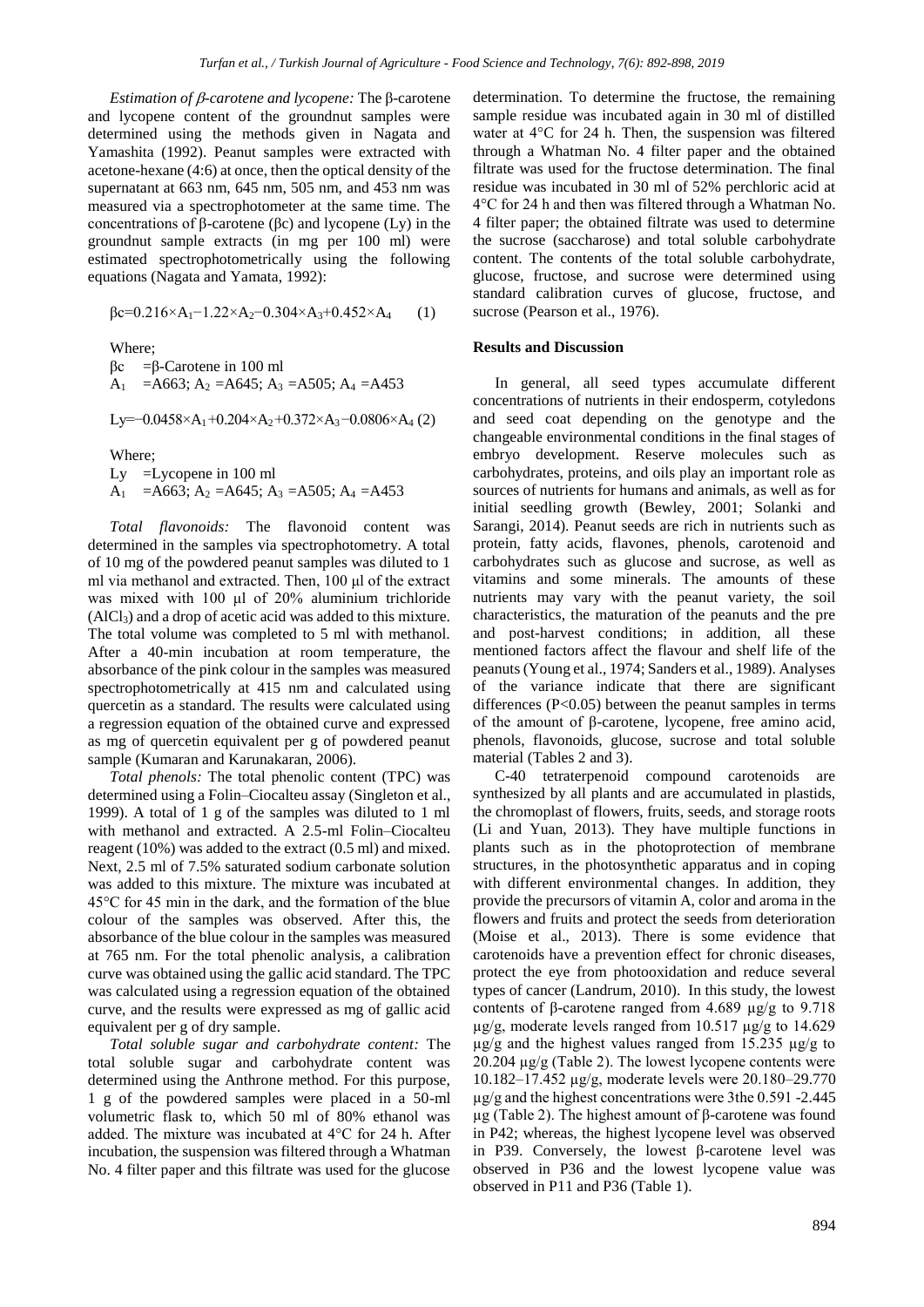*Estimation of β-carotene and lycopene:* The β-carotene and lycopene content of the groundnut samples were determined using the methods given in Nagata and Yamashita (1992). Peanut samples were extracted with acetone-hexane (4:6) at once, then the optical density of the supernatant at 663 nm, 645 nm, 505 nm, and 453 nm was measured via a spectrophotometer at the same time. The concentrations of β-carotene (βc) and lycopene (Ly) in the groundnut sample extracts (in mg per 100 ml) were estimated spectrophotometrically using the following equations (Nagata and Yamata, 1992):

$$\beta c = 0.216 \times A_1 - 1.22 \times A_2 - 0.304 \times A_3 + 0.452 \times A_4 \quad (1)$$

Where;
βc =β-Carotene in 100 ml
$A_1$ =A663; $A_2$ =A645; $A_3$ =A505; $A_4$ =A453

$$Ly = -0.0458 \times A_1 + 0.204 \times A_2 + 0.372 \times A_3 - 0.0806 \times A_4 \quad (2)$$

Where;
Ly =Lycopene in 100 ml
$A_1$ =A663; $A_2$ =A645; $A_3$ =A505; $A_4$ =A453

*Total flavonoids:* The flavonoid content was determined in the samples via spectrophotometry. A total of 10 mg of the powdered peanut samples was diluted to 1 ml via methanol and extracted. Then, 100 µl of the extract was mixed with 100 µl of 20% aluminium trichloride ($AlCl_3$) and a drop of acetic acid was added to this mixture. The total volume was completed to 5 ml with methanol. After a 40-min incubation at room temperature, the absorbance of the pink colour in the samples was measured spectrophotometrically at 415 nm and calculated using quercetin as a standard. The results were calculated using a regression equation of the obtained curve and expressed as mg of quercetin equivalent per g of powdered peanut sample (Kumaran and Karunakaran, 2006).

*Total phenols:* The total phenolic content (TPC) was determined using a Folin–Ciocalteu assay (Singleton et al., 1999). A total of 1 g of the samples was diluted to 1 ml with methanol and extracted. A 2.5-ml Folin–Ciocalteu reagent (10%) was added to the extract (0.5 ml) and mixed. Next, 2.5 ml of 7.5% saturated sodium carbonate solution was added to this mixture. The mixture was incubated at 45°C for 45 min in the dark, and the formation of the blue colour of the samples was observed. After this, the absorbance of the blue colour in the samples was measured at 765 nm. For the total phenolic analysis, a calibration curve was obtained using the gallic acid standard. The TPC was calculated using a regression equation of the obtained curve, and the results were expressed as mg of gallic acid equivalent per g of dry sample.

*Total soluble sugar and carbohydrate content:* The total soluble sugar and carbohydrate content was determined using the Anthrone method. For this purpose, 1 g of the powdered samples were placed in a 50-ml volumetric flask to, which 50 ml of 80% ethanol was added. The mixture was incubated at 4°C for 24 h. After incubation, the suspension was filtered through a Whatman No. 4 filter paper and this filtrate was used for the glucose determination. To determine the fructose, the remaining sample residue was incubated again in 30 ml of distilled water at 4°C for 24 h. Then, the suspension was filtered through a Whatman No. 4 filter paper and the obtained filtrate was used for the fructose determination. The final residue was incubated in 30 ml of 52% perchloric acid at 4°C for 24 h and then was filtered through a Whatman No. 4 filter paper; the obtained filtrate was used to determine the sucrose (saccharose) and total soluble carbohydrate content. The contents of the total soluble carbohydrate, glucose, fructose, and sucrose were determined using standard calibration curves of glucose, fructose, and sucrose (Pearson et al., 1976).

**Results and Discussion**

In general, all seed types accumulate different concentrations of nutrients in their endosperm, cotyledons and seed coat depending on the genotype and the changeable environmental conditions in the final stages of embryo development. Reserve molecules such as carbohydrates, proteins, and oils play an important role as sources of nutrients for humans and animals, as well as for initial seedling growth (Bewley, 2001; Solanki and Sarangi, 2014). Peanut seeds are rich in nutrients such as protein, fatty acids, flavones, phenols, carotenoid and carbohydrates such as glucose and sucrose, as well as vitamins and some minerals. The amounts of these nutrients may vary with the peanut variety, the soil characteristics, the maturation of the peanuts and the pre and post-harvest conditions; in addition, all these mentioned factors affect the flavour and shelf life of the peanuts (Young et al., 1974; Sanders et al., 1989). Analyses of the variance indicate that there are significant differences ($P<0.05$) between the peanut samples in terms of the amount of β-carotene, lycopene, free amino acid, phenols, flavonoids, glucose, sucrose and total soluble material (Tables 2 and 3).

C-40 tetraterpenoid compound carotenoids are synthesized by all plants and are accumulated in plastids, the chromoplast of flowers, fruits, seeds, and storage roots (Li and Yuan, 2013). They have multiple functions in plants such as in the photoprotection of membrane structures, in the photosynthetic apparatus and in coping with different environmental changes. In addition, they provide the precursors of vitamin A, color and aroma in the flowers and fruits and protect the seeds from deterioration (Moise et al., 2013). There is some evidence that carotenoids have a prevention effect for chronic diseases, protect the eye from photooxidation and reduce several types of cancer (Landrum, 2010). In this study, the lowest contents of β-carotene ranged from 4.689 µg/g to 9.718 µg/g, moderate levels ranged from 10.517 µg/g to 14.629 µg/g and the highest values ranged from 15.235 µg/g to 20.204 µg/g (Table 2). The lowest lycopene contents were 10.182–17.452 µg/g, moderate levels were 20.180–29.770 µg/g and the highest concentrations were 3the 0.591 -2.445 µg (Table 2). The highest amount of β-carotene was found in P42; whereas, the highest lycopene level was observed in P39. Conversely, the lowest β-carotene level was observed in P36 and the lowest lycopene value was observed in P11 and P36 (Table 1).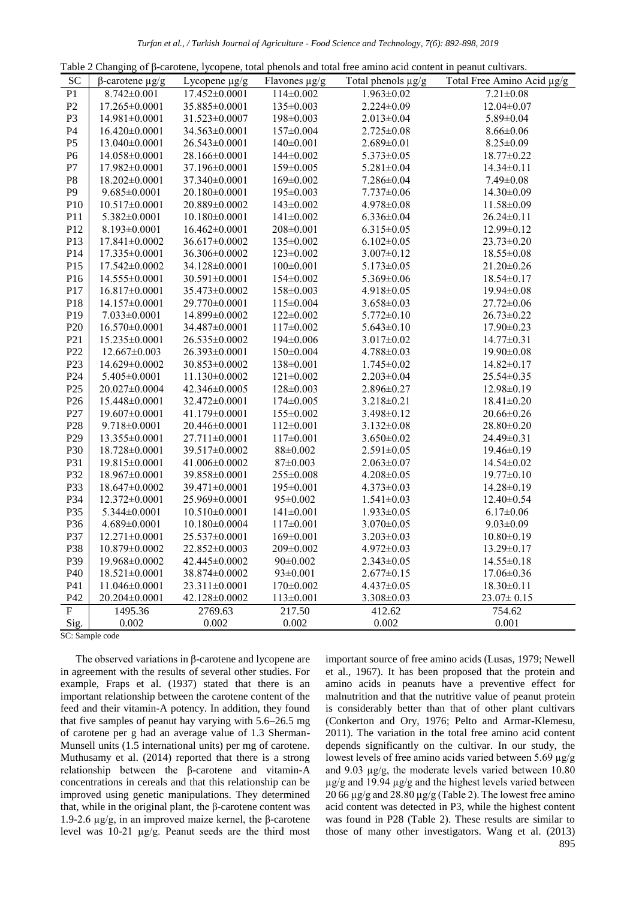Table 2 Changing of β-carotene, lycopene, total phenols and total free amino acid content in peanut cultivars.

| SC | β-carotene μg/g | Lycopene μg/g | Flavones μg/g | Total phenols μg/g | Total Free Amino Acid μg/g |
|---|---|---|---|---|---|
| P1 | 8.742±0.001 | 17.452±0.0001 | 114±0.002 | 1.963±0.02 | 7.21±0.08 |
| P2 | 17.265±0.0001 | 35.885±0.0001 | 135±0.003 | 2.224±0.09 | 12.04±0.07 |
| P3 | 14.981±0.0001 | 31.523±0.0007 | 198±0.003 | 2.013±0.04 | 5.89±0.04 |
| P4 | 16.420±0.0001 | 34.563±0.0001 | 157±0.004 | 2.725±0.08 | 8.66±0.06 |
| P5 | 13.040±0.0001 | 26.543±0.0001 | 140±0.001 | 2.689±0.01 | 8.25±0.09 |
| P6 | 14.058±0.0001 | 28.166±0.0001 | 144±0.002 | 5.373±0.05 | 18.77±0.22 |
| P7 | 17.982±0.0001 | 37.196±0.0001 | 159±0.005 | 5.281±0.04 | 14.34±0.11 |
| P8 | 18.202±0.0001 | 37.340±0.0001 | 169±0.002 | 7.286±0.04 | 7.49±0.08 |
| P9 | 9.685±0.0001 | 20.180±0.0001 | 195±0.003 | 7.737±0.06 | 14.30±0.09 |
| P10 | 10.517±0.0001 | 20.889±0.0002 | 143±0.002 | 4.978±0.08 | 11.58±0.09 |
| P11 | 5.382±0.0001 | 10.180±0.0001 | 141±0.002 | 6.336±0.04 | 26.24±0.11 |
| P12 | 8.193±0.0001 | 16.462±0.0001 | 208±0.001 | 6.315±0.05 | 12.99±0.12 |
| P13 | 17.841±0.0002 | 36.617±0.0002 | 135±0.002 | 6.102±0.05 | 23.73±0.20 |
| P14 | 17.335±0.0001 | 36.306±0.0002 | 123±0.002 | 3.007±0.12 | 18.55±0.08 |
| P15 | 17.542±0.0002 | 34.128±0.0001 | 100±0.001 | 5.173±0.05 | 21.20±0.26 |
| P16 | 14.555±0.0001 | 30.591±0.0001 | 154±0.002 | 5.369±0.06 | 18.54±0.17 |
| P17 | 16.817±0.0001 | 35.473±0.0002 | 158±0.003 | 4.918±0.05 | 19.94±0.08 |
| P18 | 14.157±0.0001 | 29.770±0.0001 | 115±0.004 | 3.658±0.03 | 27.72±0.06 |
| P19 | 7.033±0.0001 | 14.899±0.0002 | 122±0.002 | 5.772±0.10 | 26.73±0.22 |
| P20 | 16.570±0.0001 | 34.487±0.0001 | 117±0.002 | 5.643±0.10 | 17.90±0.23 |
| P21 | 15.235±0.0001 | 26.535±0.0002 | 194±0.006 | 3.017±0.02 | 14.77±0.31 |
| P22 | 12.667±0.003 | 26.393±0.0001 | 150±0.004 | 4.788±0.03 | 19.90±0.08 |
| P23 | 14.629±0.0002 | 30.853±0.0002 | 138±0.001 | 1.745±0.02 | 14.82±0.17 |
| P24 | 5.405±0.0001 | 11.130±0.0002 | 121±0.002 | 2.203±0.04 | 25.54±0.35 |
| P25 | 20.027±0.0004 | 42.346±0.0005 | 128±0.003 | 2.896±0.27 | 12.98±0.19 |
| P26 | 15.448±0.0001 | 32.472±0.0001 | 174±0.005 | 3.218±0.21 | 18.41±0.20 |
| P27 | 19.607±0.0001 | 41.179±0.0001 | 155±0.002 | 3.498±0.12 | 20.66±0.26 |
| P28 | 9.718±0.0001 | 20.446±0.0001 | 112±0.001 | 3.132±0.08 | 28.80±0.20 |
| P29 | 13.355±0.0001 | 27.711±0.0001 | 117±0.001 | 3.650±0.02 | 24.49±0.31 |
| P30 | 18.728±0.0001 | 39.517±0.0002 | 88±0.002 | 2.591±0.05 | 19.46±0.19 |
| P31 | 19.815±0.0001 | 41.006±0.0002 | 87±0.003 | 2.063±0.07 | 14.54±0.02 |
| P32 | 18.967±0.0001 | 39.858±0.0001 | 255±0.008 | 4.208±0.05 | 19.77±0.10 |
| P33 | 18.647±0.0002 | 39.471±0.0001 | 195±0.001 | 4.373±0.03 | 14.28±0.19 |
| P34 | 12.372±0.0001 | 25.969±0.0001 | 95±0.002 | 1.541±0.03 | 12.40±0.54 |
| P35 | 5.344±0.0001 | 10.510±0.0001 | 141±0.001 | 1.933±0.05 | 6.17±0.06 |
| P36 | 4.689±0.0001 | 10.180±0.0004 | 117±0.001 | 3.070±0.05 | 9.03±0.09 |
| P37 | 12.271±0.0001 | 25.537±0.0001 | 169±0.001 | 3.203±0.03 | 10.80±0.19 |
| P38 | 10.879±0.0002 | 22.852±0.0003 | 209±0.002 | 4.972±0.03 | 13.29±0.17 |
| P39 | 19.968±0.0002 | 42.445±0.0002 | 90±0.002 | 2.343±0.05 | 14.55±0.18 |
| P40 | 18.521±0.0001 | 38.874±0.0002 | 93±0.001 | 2.677±0.15 | 17.06±0.36 |
| P41 | 11.046±0.0001 | 23.311±0.0001 | 170±0.002 | 4.437±0.05 | 18.30±0.11 |
| P42 | 20.204±0.0001 | 42.128±0.0002 | 113±0.001 | 3.308±0.03 | 23.07± 0.15 |
| F | 1495.36 | 2769.63 | 217.50 | 412.62 | 754.62 |
| Sig. | 0.002 | 0.002 | 0.002 | 0.002 | 0.001 |

SC: Sample code

The observed variations in β-carotene and lycopene are in agreement with the results of several other studies. For example, Fraps et al. (1937) stated that there is an important relationship between the carotene content of the feed and their vitamin-A potency. In addition, they found that five samples of peanut hay varying with 5.6–26.5 mg of carotene per g had an average value of 1.3 Sherman-Munsell units (1.5 international units) per mg of carotene. Muthusamy et al. (2014) reported that there is a strong relationship between the β-carotene and vitamin-A concentrations in cereals and that this relationship can be improved using genetic manipulations. They determined that, while in the original plant, the β-carotene content was 1.9-2.6 μg/g, in an improved maize kernel, the β-carotene level was 10-21 μg/g. Peanut seeds are the third most important source of free amino acids (Lusas, 1979; Newell et al., 1967). It has been proposed that the protein and amino acids in peanuts have a preventive effect for malnutrition and that the nutritive value of peanut protein is considerably better than that of other plant cultivars (Conkerton and Ory, 1976; Pelto and Armar-Klemesu, 2011). The variation in the total free amino acid content depends significantly on the cultivar. In our study, the lowest levels of free amino acids varied between 5.69 μg/g and 9.03 μg/g, the moderate levels varied between 10.80 μg/g and 19.94 μg/g and the highest levels varied between 20 66 μg/g and 28.80 μg/g (Table 2). The lowest free amino acid content was detected in P3, while the highest content was found in P28 (Table 2). These results are similar to those of many other investigators. Wang et al. (2013)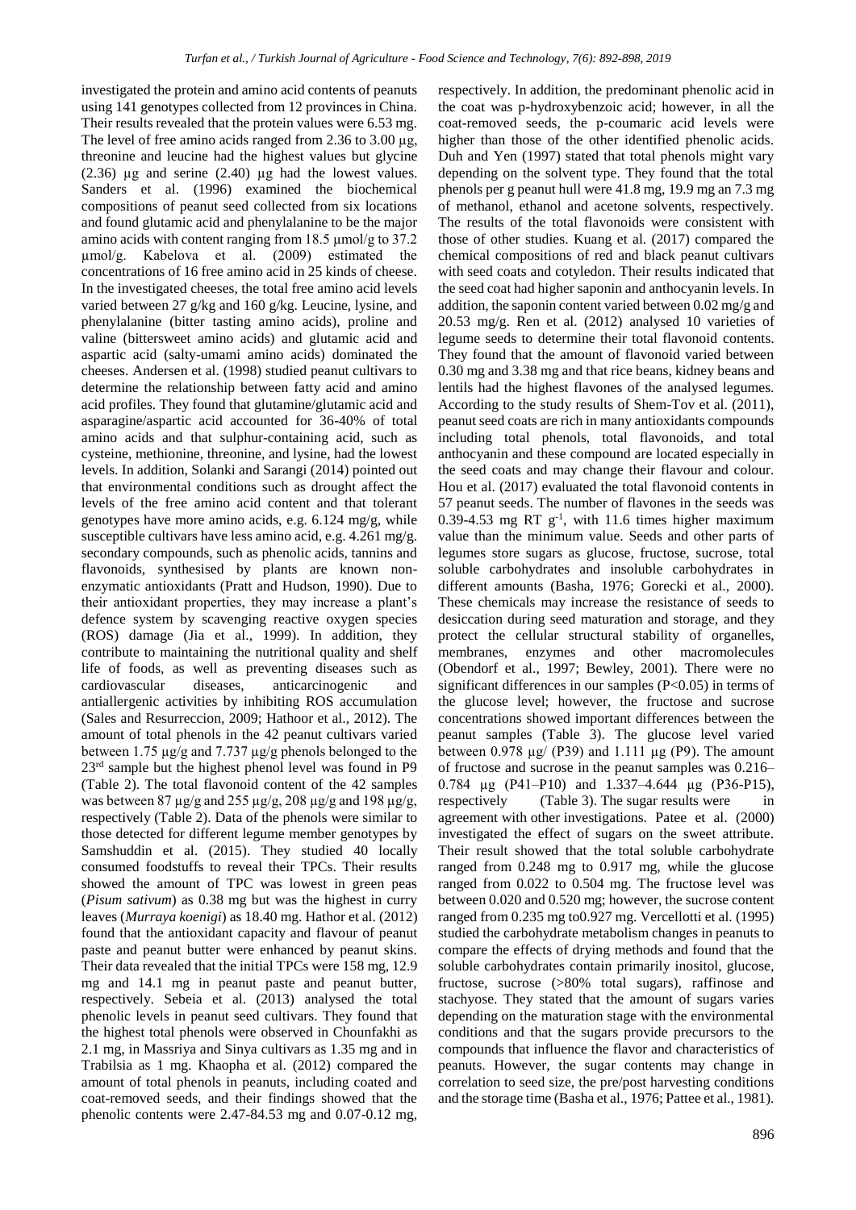investigated the protein and amino acid contents of peanuts using 141 genotypes collected from 12 provinces in China. Their results revealed that the protein values were 6.53 mg. The level of free amino acids ranged from 2.36 to 3.00 µg, threonine and leucine had the highest values but glycine (2.36) µg and serine (2.40) µg had the lowest values. Sanders et al. (1996) examined the biochemical compositions of peanut seed collected from six locations and found glutamic acid and phenylalanine to be the major amino acids with content ranging from 18.5 µmol/g to 37.2 µmol/g. Kabelova et al. (2009) estimated the concentrations of 16 free amino acid in 25 kinds of cheese. In the investigated cheeses, the total free amino acid levels varied between 27 g/kg and 160 g/kg. Leucine, lysine, and phenylalanine (bitter tasting amino acids), proline and valine (bittersweet amino acids) and glutamic acid and aspartic acid (salty-umami amino acids) dominated the cheeses. Andersen et al. (1998) studied peanut cultivars to determine the relationship between fatty acid and amino acid profiles. They found that glutamine/glutamic acid and asparagine/aspartic acid accounted for 36-40% of total amino acids and that sulphur-containing acid, such as cysteine, methionine, threonine, and lysine, had the lowest levels. In addition, Solanki and Sarangi (2014) pointed out that environmental conditions such as drought affect the levels of the free amino acid content and that tolerant genotypes have more amino acids, e.g. 6.124 mg/g, while susceptible cultivars have less amino acid, e.g. 4.261 mg/g. secondary compounds, such as phenolic acids, tannins and flavonoids, synthesised by plants are known non-enzymatic antioxidants (Pratt and Hudson, 1990). Due to their antioxidant properties, they may increase a plant's defence system by scavenging reactive oxygen species (ROS) damage (Jia et al., 1999). In addition, they contribute to maintaining the nutritional quality and shelf life of foods, as well as preventing diseases such as cardiovascular diseases, anticarcinogenic and antiallergenic activities by inhibiting ROS accumulation (Sales and Resurreccion, 2009; Hathoor et al., 2012). The amount of total phenols in the 42 peanut cultivars varied between 1.75 µg/g and 7.737 µg/g phenols belonged to the 23rd sample but the highest phenol level was found in P9 (Table 2). The total flavonoid content of the 42 samples was between 87 µg/g and 255 µg/g, 208 µg/g and 198 µg/g, respectively (Table 2). Data of the phenols were similar to those detected for different legume member genotypes by Samshuddin et al. (2015). They studied 40 locally consumed foodstuffs to reveal their TPCs. Their results showed the amount of TPC was lowest in green peas (*Pisum sativum*) as 0.38 mg but was the highest in curry leaves (*Murraya koenigi*) as 18.40 mg. Hathor et al. (2012) found that the antioxidant capacity and flavour of peanut paste and peanut butter were enhanced by peanut skins. Their data revealed that the initial TPCs were 158 mg, 12.9 mg and 14.1 mg in peanut paste and peanut butter, respectively. Sebeia et al. (2013) analysed the total phenolic levels in peanut seed cultivars. They found that the highest total phenols were observed in Chounfakhi as 2.1 mg, in Massriya and Sinya cultivars as 1.35 mg and in Trabilsia as 1 mg. Khaopha et al. (2012) compared the amount of total phenols in peanuts, including coated and coat-removed seeds, and their findings showed that the phenolic contents were 2.47-84.53 mg and 0.07-0.12 mg, respectively. In addition, the predominant phenolic acid in the coat was p-hydroxybenzoic acid; however, in all the coat-removed seeds, the p-coumaric acid levels were higher than those of the other identified phenolic acids. Duh and Yen (1997) stated that total phenols might vary depending on the solvent type. They found that the total phenols per g peanut hull were 41.8 mg, 19.9 mg an 7.3 mg of methanol, ethanol and acetone solvents, respectively. The results of the total flavonoids were consistent with those of other studies. Kuang et al. (2017) compared the chemical compositions of red and black peanut cultivars with seed coats and cotyledon. Their results indicated that the seed coat had higher saponin and anthocyanin levels. In addition, the saponin content varied between 0.02 mg/g and 20.53 mg/g. Ren et al. (2012) analysed 10 varieties of legume seeds to determine their total flavonoid contents. They found that the amount of flavonoid varied between 0.30 mg and 3.38 mg and that rice beans, kidney beans and lentils had the highest flavones of the analysed legumes. According to the study results of Shem-Tov et al. (2011), peanut seed coats are rich in many antioxidants compounds including total phenols, total flavonoids, and total anthocyanin and these compound are located especially in the seed coats and may change their flavour and colour. Hou et al. (2017) evaluated the total flavonoid contents in 57 peanut seeds. The number of flavones in the seeds was 0.39-4.53 mg RT $g^{-1}$, with 11.6 times higher maximum value than the minimum value. Seeds and other parts of legumes store sugars as glucose, fructose, sucrose, total soluble carbohydrates and insoluble carbohydrates in different amounts (Basha, 1976; Gorecki et al., 2000). These chemicals may increase the resistance of seeds to desiccation during seed maturation and storage, and they protect the cellular structural stability of organelles, membranes, enzymes and other macromolecules (Obendorf et al., 1997; Bewley, 2001). There were no significant differences in our samples ($P<0.05$) in terms of the glucose level; however, the fructose and sucrose concentrations showed important differences between the peanut samples (Table 3). The glucose level varied between 0.978 µg/ (P39) and 1.111 µg (P9). The amount of fructose and sucrose in the peanut samples was 0.216–0.784 µg (P41–P10) and 1.337–4.644 µg (P36-P15), respectively (Table 3). The sugar results were in agreement with other investigations. Patee et al. (2000) investigated the effect of sugars on the sweet attribute. Their result showed that the total soluble carbohydrate ranged from 0.248 mg to 0.917 mg, while the glucose ranged from 0.022 to 0.504 mg. The fructose level was between 0.020 and 0.520 mg; however, the sucrose content ranged from 0.235 mg to0.927 mg. Vercellotti et al. (1995) studied the carbohydrate metabolism changes in peanuts to compare the effects of drying methods and found that the soluble carbohydrates contain primarily inositol, glucose, fructose, sucrose (>80% total sugars), raffinose and stachyose. They stated that the amount of sugars varies depending on the maturation stage with the environmental conditions and that the sugars provide precursors to the compounds that influence the flavor and characteristics of peanuts. However, the sugar contents may change in correlation to seed size, the pre/post harvesting conditions and the storage time (Basha et al., 1976; Pattee et al., 1981).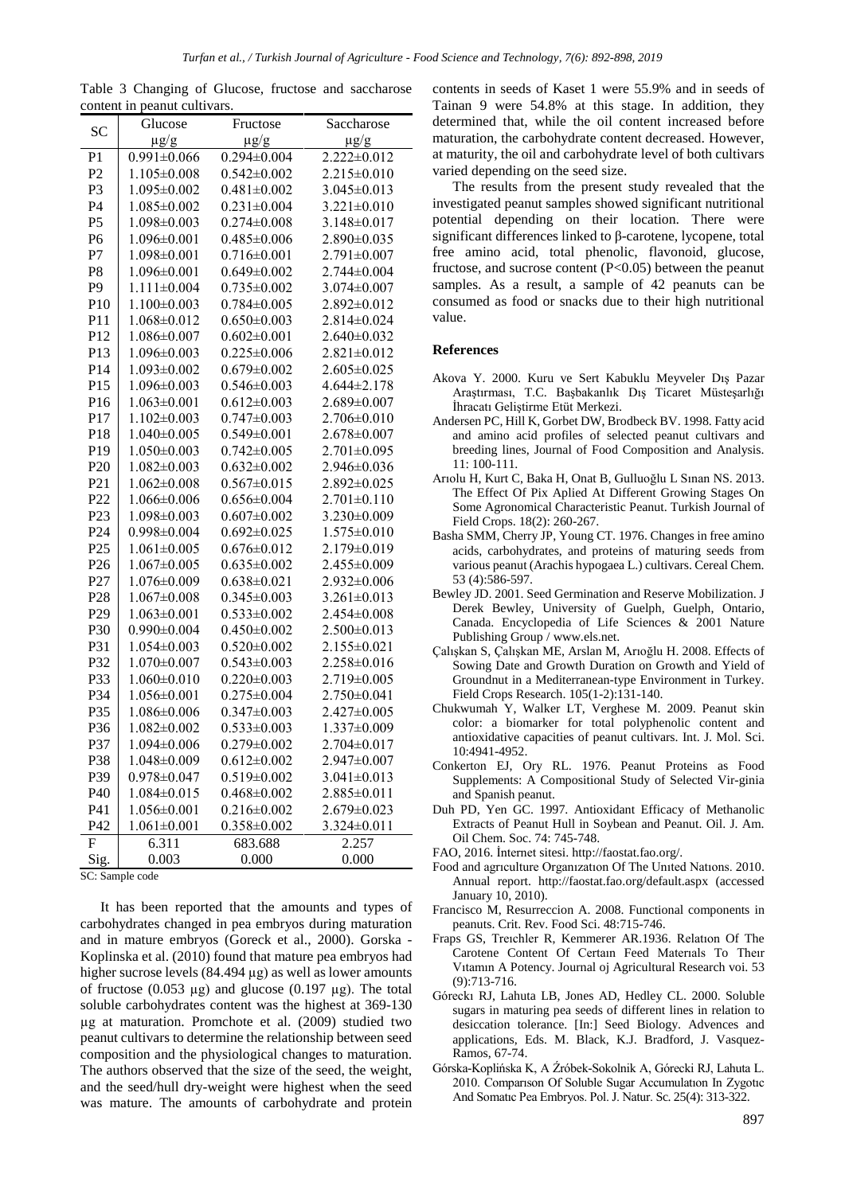Table 3 Changing of Glucose, fructose and saccharose content in peanut cultivars.

| SC | Glucose µg/g | Fructose µg/g | Saccharose µg/g |
|---|---|---|---|
| P1 | 0.991±0.066 | 0.294±0.004 | 2.222±0.012 |
| P2 | 1.105±0.008 | 0.542±0.002 | 2.215±0.010 |
| P3 | 1.095±0.002 | 0.481±0.002 | 3.045±0.013 |
| P4 | 1.085±0.002 | 0.231±0.004 | 3.221±0.010 |
| P5 | 1.098±0.003 | 0.274±0.008 | 3.148±0.017 |
| P6 | 1.096±0.001 | 0.485±0.006 | 2.890±0.035 |
| P7 | 1.098±0.001 | 0.716±0.001 | 2.791±0.007 |
| P8 | 1.096±0.001 | 0.649±0.002 | 2.744±0.004 |
| P9 | 1.111±0.004 | 0.735±0.002 | 3.074±0.007 |
| P10 | 1.100±0.003 | 0.784±0.005 | 2.892±0.012 |
| P11 | 1.068±0.012 | 0.650±0.003 | 2.814±0.024 |
| P12 | 1.086±0.007 | 0.602±0.001 | 2.640±0.032 |
| P13 | 1.096±0.003 | 0.225±0.006 | 2.821±0.012 |
| P14 | 1.093±0.002 | 0.679±0.002 | 2.605±0.025 |
| P15 | 1.096±0.003 | 0.546±0.003 | 4.644±2.178 |
| P16 | 1.063±0.001 | 0.612±0.003 | 2.689±0.007 |
| P17 | 1.102±0.003 | 0.747±0.003 | 2.706±0.010 |
| P18 | 1.040±0.005 | 0.549±0.001 | 2.678±0.007 |
| P19 | 1.050±0.003 | 0.742±0.005 | 2.701±0.095 |
| P20 | 1.082±0.003 | 0.632±0.002 | 2.946±0.036 |
| P21 | 1.062±0.008 | 0.567±0.015 | 2.892±0.025 |
| P22 | 1.066±0.006 | 0.656±0.004 | 2.701±0.110 |
| P23 | 1.098±0.003 | 0.607±0.002 | 3.230±0.009 |
| P24 | 0.998±0.004 | 0.692±0.025 | 1.575±0.010 |
| P25 | 1.061±0.005 | 0.676±0.012 | 2.179±0.019 |
| P26 | 1.067±0.005 | 0.635±0.002 | 2.455±0.009 |
| P27 | 1.076±0.009 | 0.638±0.021 | 2.932±0.006 |
| P28 | 1.067±0.008 | 0.345±0.003 | 3.261±0.013 |
| P29 | 1.063±0.001 | 0.533±0.002 | 2.454±0.008 |
| P30 | 0.990±0.004 | 0.450±0.002 | 2.500±0.013 |
| P31 | 1.054±0.003 | 0.520±0.002 | 2.155±0.021 |
| P32 | 1.070±0.007 | 0.543±0.003 | 2.258±0.016 |
| P33 | 1.060±0.010 | 0.220±0.003 | 2.719±0.005 |
| P34 | 1.056±0.001 | 0.275±0.004 | 2.750±0.041 |
| P35 | 1.086±0.006 | 0.347±0.003 | 2.427±0.005 |
| P36 | 1.082±0.002 | 0.533±0.003 | 1.337±0.009 |
| P37 | 1.094±0.006 | 0.279±0.002 | 2.704±0.017 |
| P38 | 1.048±0.009 | 0.612±0.002 | 2.947±0.007 |
| P39 | 0.978±0.047 | 0.519±0.002 | 3.041±0.013 |
| P40 | 1.084±0.015 | 0.468±0.002 | 2.885±0.011 |
| P41 | 1.056±0.001 | 0.216±0.002 | 2.679±0.023 |
| P42 | 1.061±0.001 | 0.358±0.002 | 3.324±0.011 |
| F | 6.311 | 683.688 | 2.257 |
| Sig. | 0.003 | 0.000 | 0.000 |

SC: Sample code

It has been reported that the amounts and types of carbohydrates changed in pea embryos during maturation and in mature embryos (Goreck et al., 2000). Gorska - Koplinska et al. (2010) found that mature pea embryos had higher sucrose levels (84.494 µg) as well as lower amounts of fructose (0.053 µg) and glucose (0.197 µg). The total soluble carbohydrates content was the highest at 369-130 µg at maturation. Promchote et al. (2009) studied two peanut cultivars to determine the relationship between seed composition and the physiological changes to maturation. The authors observed that the size of the seed, the weight, and the seed/hull dry-weight were highest when the seed was mature. The amounts of carbohydrate and protein contents in seeds of Kaset 1 were 55.9% and in seeds of Tainan 9 were 54.8% at this stage. In addition, they determined that, while the oil content increased before maturation, the carbohydrate content decreased. However, at maturity, the oil and carbohydrate level of both cultivars varied depending on the seed size.

The results from the present study revealed that the investigated peanut samples showed significant nutritional potential depending on their location. There were significant differences linked to β-carotene, lycopene, total free amino acid, total phenolic, flavonoid, glucose, fructose, and sucrose content ($P<0.05$) between the peanut samples. As a result, a sample of 42 peanuts can be consumed as food or snacks due to their high nutritional value.

## References

Akova Y. 2000. Kuru ve Sert Kabuklu Meyveler Dış Pazar Araştırması, T.C. Başbakanlık Dış Ticaret Müsteşarlığı İhracatı Geliştirme Etüt Merkezi.

Andersen PC, Hill K, Gorbet DW, Brodbeck BV. 1998. Fatty acid and amino acid profiles of selected peanut cultivars and breeding lines, Journal of Food Composition and Analysis. 11: 100-111.

Arıolu H, Kurt C, Baka H, Onat B, Gulluoğlu L Sınan NS. 2013. The Effect Of Pix Aplied At Different Growing Stages On Some Agronomical Characteristic Peanut. Turkish Journal of Field Crops. 18(2): 260-267.

Basha SMM, Cherry JP, Young CT. 1976. Changes in free amino acids, carbohydrates, and proteins of maturing seeds from various peanut (Arachis hypogaea L.) cultivars. Cereal Chem. 53 (4):586-597.

Bewley JD. 2001. Seed Germination and Reserve Mobilization. J Derek Bewley, University of Guelph, Guelph, Ontario, Canada. Encyclopedia of Life Sciences & 2001 Nature Publishing Group / www.els.net.

Çalışkan S, Çalışkan ME, Arslan M, Arıoğlu H. 2008. Effects of Sowing Date and Growth Duration on Growth and Yield of Groundnut in a Mediterranean-type Environment in Turkey. Field Crops Research. 105(1-2):131-140.

Chukwumah Y, Walker LT, Verghese M. 2009. Peanut skin color: a biomarker for total polyphenolic content and antioxidative capacities of peanut cultivars. Int. J. Mol. Sci. 10:4941-4952.

Conkerton EJ, Ory RL. 1976. Peanut Proteins as Food Supplements: A Compositional Study of Selected Vir-ginia and Spanish peanut.

Duh PD, Yen GC. 1997. Antioxidant Efficacy of Methanolic Extracts of Peanut Hull in Soybean and Peanut. Oil. J. Am. Oil Chem. Soc. 74: 745-748.

FAO, 2016. İnternet sitesi. http://faostat.fao.org/.

Food and agrıculture Organızatıon Of The Unıted Natıons. 2010. Annual report. http://faostat.fao.org/default.aspx (accessed January 10, 2010).

Francisco M, Resurreccion A. 2008. Functional components in peanuts. Crit. Rev. Food Sci. 48:715-746.

Fraps GS, Treıchler R, Kemmerer AR.1936. Relatıon Of The Carotene Content Of Certaın Feed Materıals To Theır Vıtamın A Potency. Journal oj Agricultural Research voi. 53 (9):713-716.

Góreckı RJ, Lahuta LB, Jones AD, Hedley CL. 2000. Soluble sugars in maturing pea seeds of different lines in relation to desiccation tolerance. [In:] Seed Biology. Advences and applications, Eds. M. Black, K.J. Bradford, J. Vasquez-Ramos, 67-74.

Górska-Koplińska K, A Źróbek-Sokolnik A, Górecki RJ, Lahuta L. 2010. Comparıson Of Soluble Sugar Accumulatıon In Zygotıc And Somatıc Pea Embryos. Pol. J. Natur. Sc. 25(4): 313-322.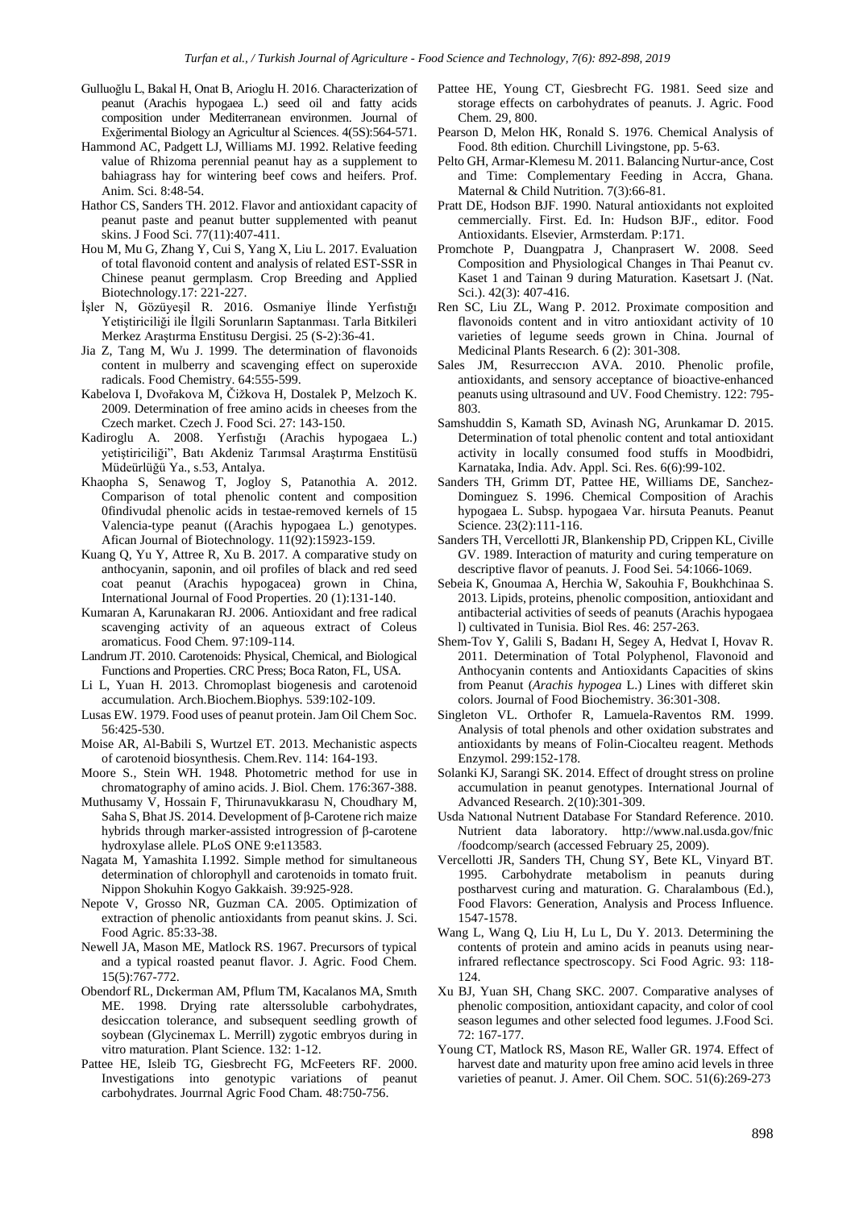Gulluoğlu L, Bakal H, Onat B, Arioglu H. 2016. Characterization of peanut (Arachis hypogaea L.) seed oil and fatty acids composition under Mediterranean environmen. Journal of Exğerimental Biology an Agricultur al Sciences. 4(5S):564-571.

Hammond AC, Padgett LJ, Williams MJ. 1992. Relative feeding value of Rhizoma perennial peanut hay as a supplement to bahiagrass hay for wintering beef cows and heifers. Prof. Anim. Sci. 8:48-54.

Hathor CS, Sanders TH. 2012. Flavor and antioxidant capacity of peanut paste and peanut butter supplemented with peanut skins. J Food Sci. 77(11):407-411.

Hou M, Mu G, Zhang Y, Cui S, Yang X, Liu L. 2017. Evaluation of total flavonoid content and analysis of related EST-SSR in Chinese peanut germplasm. Crop Breeding and Applied Biotechnology.17: 221-227.

İşler N, Gözüyeşil R. 2016. Osmaniye İlinde Yerfıstığı Yetiştiriciliği ile İlgili Sorunların Saptanması. Tarla Bitkileri Merkez Araştırma Enstitusu Dergisi. 25 (S-2):36-41.

Jia Z, Tang M, Wu J. 1999. The determination of flavonoids content in mulberry and scavenging effect on superoxide radicals. Food Chemistry. 64:555-599.

Kabelova I, Dvořakova M, Čižkova H, Dostalek P, Melzoch K. 2009. Determination of free amino acids in cheeses from the Czech market. Czech J. Food Sci. 27: 143-150.

Kadiroglu A. 2008. Yerfıstığı (Arachis hypogaea L.) yetiştiriciliği", Batı Akdeniz Tarımsal Araştırma Enstitüsü Müdeürlüğü Ya., s.53, Antalya.

Khaopha S, Senawog T, Jogloy S, Patanothia A. 2012. Comparison of total phenolic content and composition 0findivudal phenolic acids in testae-removed kernels of 15 Valencia-type peanut ((Arachis hypogaea L.) genotypes. Afican Journal of Biotechnology. 11(92):15923-159.

Kuang Q, Yu Y, Attree R, Xu B. 2017. A comparative study on anthocyanin, saponin, and oil profiles of black and red seed coat peanut (Arachis hypogacea) grown in China, International Journal of Food Properties. 20 (1):131-140.

Kumaran A, Karunakaran RJ. 2006. Antioxidant and free radical scavenging activity of an aqueous extract of Coleus aromaticus. Food Chem. 97:109-114.

Landrum JT. 2010. Carotenoids: Physical, Chemical, and Biological Functions and Properties. CRC Press; Boca Raton, FL, USA.

Li L, Yuan H. 2013. Chromoplast biogenesis and carotenoid accumulation. Arch.Biochem.Biophys. 539:102-109.

Lusas EW. 1979. Food uses of peanut protein. Jam Oil Chem Soc. 56:425-530.

Moise AR, Al-Babili S, Wurtzel ET. 2013. Mechanistic aspects of carotenoid biosynthesis. Chem.Rev. 114: 164-193.

Moore S., Stein WH. 1948. Photometric method for use in chromatography of amino acids. J. Biol. Chem. 176:367-388.

Muthusamy V, Hossain F, Thirunavukkarasu N, Choudhary M, Saha S, Bhat JS. 2014. Development of β-Carotene rich maize hybrids through marker-assisted introgression of β-carotene hydroxylase allele. PLoS ONE 9:e113583.

Nagata M, Yamashita I.1992. Simple method for simultaneous determination of chlorophyll and carotenoids in tomato fruit. Nippon Shokuhin Kogyo Gakkaish. 39:925-928.

Nepote V, Grosso NR, Guzman CA. 2005. Optimization of extraction of phenolic antioxidants from peanut skins. J. Sci. Food Agric. 85:33-38.

Newell JA, Mason ME, Matlock RS. 1967. Precursors of typical and a typical roasted peanut flavor. J. Agric. Food Chem. 15(5):767-772.

Obendorf RL, Dıckerman AM, Pflum TM, Kacalanos MA, Smıth ME. 1998. Drying rate alterssoluble carbohydrates, desiccation tolerance, and subsequent seedling growth of soybean (Glycinemax L. Merrill) zygotic embryos during in vitro maturation. Plant Science. 132: 1-12.

Pattee HE, Isleib TG, Giesbrecht FG, McFeeters RF. 2000. Investigations into genotypic variations of peanut carbohydrates. Jourrnal Agric Food Cham. 48:750-756.

Pattee HE, Young CT, Giesbrecht FG. 1981. Seed size and storage effects on carbohydrates of peanuts. J. Agric. Food Chem. 29, 800.

Pearson D, Melon HK, Ronald S. 1976. Chemical Analysis of Food. 8th edition. Churchill Livingstone, pp. 5-63.

Pelto GH, Armar-Klemesu M. 2011. Balancing Nurtur-ance, Cost and Time: Complementary Feeding in Accra, Ghana. Maternal & Child Nutrition. 7(3):66-81.

Pratt DE, Hodson BJF. 1990. Natural antioxidants not exploited cemmercially. First. Ed. In: Hudson BJF., editor. Food Antioxidants. Elsevier, Armsterdam. P:171.

Promchote P, Duangpatra J, Chanprasert W. 2008. Seed Composition and Physiological Changes in Thai Peanut cv. Kaset 1 and Tainan 9 during Maturation. Kasetsart J. (Nat. Sci.). 42(3): 407-416.

Ren SC, Liu ZL, Wang P. 2012. Proximate composition and flavonoids content and in vitro antioxidant activity of 10 varieties of legume seeds grown in China. Journal of Medicinal Plants Research. 6 (2): 301-308.

Sales JM, Resurreccıon AVA. 2010. Phenolic profile, antioxidants, and sensory acceptance of bioactive-enhanced peanuts using ultrasound and UV. Food Chemistry. 122: 795-803.

Samshuddin S, Kamath SD, Avinash NG, Arunkamar D. 2015. Determination of total phenolic content and total antioxidant activity in locally consumed food stuffs in Moodbidri, Karnataka, India. Adv. Appl. Sci. Res. 6(6):99-102.

Sanders TH, Grimm DT, Pattee HE, Williams DE, Sanchez-Dominguez S. 1996. Chemical Composition of Arachis hypogaea L. Subsp. hypogaea Var. hirsuta Peanuts. Peanut Science. 23(2):111-116.

Sanders TH, Vercellotti JR, Blankenship PD, Crippen KL, Civille GV. 1989. Interaction of maturity and curing temperature on descriptive flavor of peanuts. J. Food Sei. 54:1066-1069.

Sebeia K, Gnoumaa A, Herchia W, Sakouhia F, Boukhchinaa S. 2013. Lipids, proteins, phenolic composition, antioxidant and antibacterial activities of seeds of peanuts (Arachis hypogaea l) cultivated in Tunisia. Biol Res. 46: 257-263.

Shem-Tov Y, Galili S, Badanı H, Segey A, Hedvat I, Hovav R. 2011. Determination of Total Polyphenol, Flavonoid and Anthocyanin contents and Antioxidants Capacities of skins from Peanut (*Arachis hypogea* L.) Lines with differet skin colors. Journal of Food Biochemistry. 36:301-308.

Singleton VL. Orthofer R, Lamuela-Raventos RM. 1999. Analysis of total phenols and other oxidation substrates and antioxidants by means of Folin-Ciocalteu reagent. Methods Enzymol. 299:152-178.

Solanki KJ, Sarangi SK. 2014. Effect of drought stress on proline accumulation in peanut genotypes. International Journal of Advanced Research. 2(10):301-309.

Usda Natıonal Nutrıent Database For Standard Reference. 2010. Nutrient data laboratory. http://www.nal.usda.gov/fnic /foodcomp/search (accessed February 25, 2009).

Vercellotti JR, Sanders TH, Chung SY, Bete KL, Vinyard BT. 1995. Carbohydrate metabolism in peanuts during postharvest curing and maturation. G. Charalambous (Ed.), Food Flavors: Generation, Analysis and Process Influence. 1547-1578.

Wang L, Wang Q, Liu H, Lu L, Du Y. 2013. Determining the contents of protein and amino acids in peanuts using near-infrared reflectance spectroscopy. Sci Food Agric. 93: 118-124.

Xu BJ, Yuan SH, Chang SKC. 2007. Comparative analyses of phenolic composition, antioxidant capacity, and color of cool season legumes and other selected food legumes. J.Food Sci. 72: 167-177.

Young CT, Matlock RS, Mason RE, Waller GR. 1974. Effect of harvest date and maturity upon free amino acid levels in three varieties of peanut. J. Amer. Oil Chem. SOC. 51(6):269-273